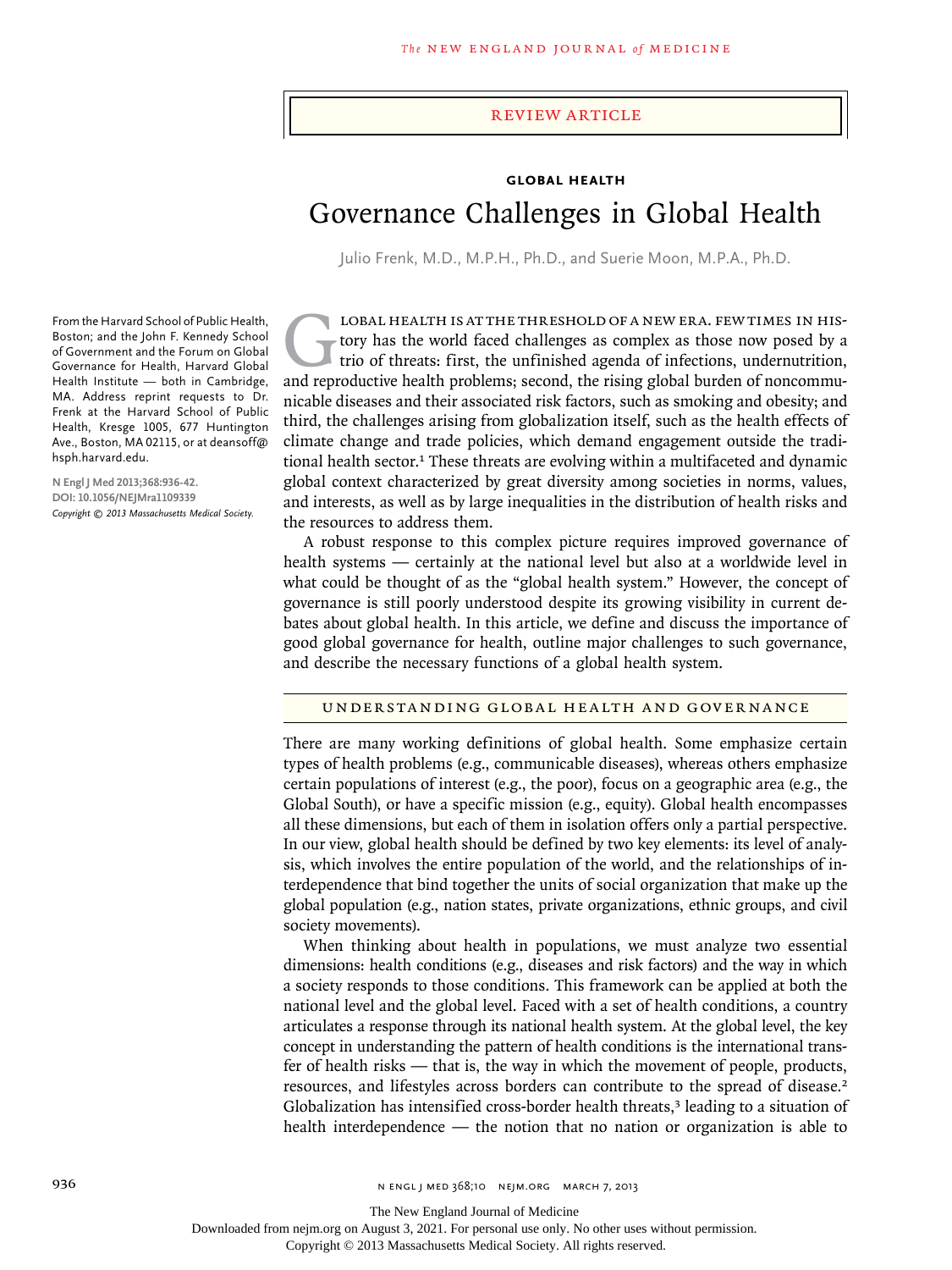REVIEW ARTICLE

**GLOBAL HEALTH**

# Governance Challenges in Global Health

Julio Frenk, M.D., M.P.H., Ph.D., and Suerie Moon, M.P.A., Ph.D.

From the Harvard School of Public Health, Boston; and the John F. Kennedy School of Government and the Forum on Global Governance for Health, Harvard Global Health Institute — both in Cambridge, MA. Address reprint requests to Dr. Frenk at the Harvard School of Public Health, Kresge 1005, 677 Huntington Ave., Boston, MA 02115, or at deansoff@hsph.harvard.edu.

**N Engl J Med 2013;368:936-42.**
**DOI: 10.1056/NEJMra1109339**
*Copyright © 2013 Massachusetts Medical Society.*

Global health is at the threshold of a new era. Few times in history has the world faced challenges as complex as those now posed by a trio of threats: first, the unfinished agenda of infections, undernutrition, and reproductive health problems; second, the rising global burden of noncommunicable diseases and their associated risk factors, such as smoking and obesity; and third, the challenges arising from globalization itself, such as the health effects of climate change and trade policies, which demand engagement outside the traditional health sector.[1] These threats are evolving within a multifaceted and dynamic global context characterized by great diversity among societies in norms, values, and interests, as well as by large inequalities in the distribution of health risks and the resources to address them.

A robust response to this complex picture requires improved governance of health systems — certainly at the national level but also at a worldwide level in what could be thought of as the "global health system." However, the concept of governance is still poorly understood despite its growing visibility in current debates about global health. In this article, we define and discuss the importance of good global governance for health, outline major challenges to such governance, and describe the necessary functions of a global health system.

## UNDERSTANDING GLOBAL HEALTH AND GOVERNANCE

There are many working definitions of global health. Some emphasize certain types of health problems (e.g., communicable diseases), whereas others emphasize certain populations of interest (e.g., the poor), focus on a geographic area (e.g., the Global South), or have a specific mission (e.g., equity). Global health encompasses all these dimensions, but each of them in isolation offers only a partial perspective. In our view, global health should be defined by two key elements: its level of analysis, which involves the entire population of the world, and the relationships of interdependence that bind together the units of social organization that make up the global population (e.g., nation states, private organizations, ethnic groups, and civil society movements).

When thinking about health in populations, we must analyze two essential dimensions: health conditions (e.g., diseases and risk factors) and the way in which a society responds to those conditions. This framework can be applied at both the national level and the global level. Faced with a set of health conditions, a country articulates a response through its national health system. At the global level, the key concept in understanding the pattern of health conditions is the international transfer of health risks — that is, the way in which the movement of people, products, resources, and lifestyles across borders can contribute to the spread of disease.[2] Globalization has intensified cross-border health threats,[3] leading to a situation of health interdependence — the notion that no nation or organization is able to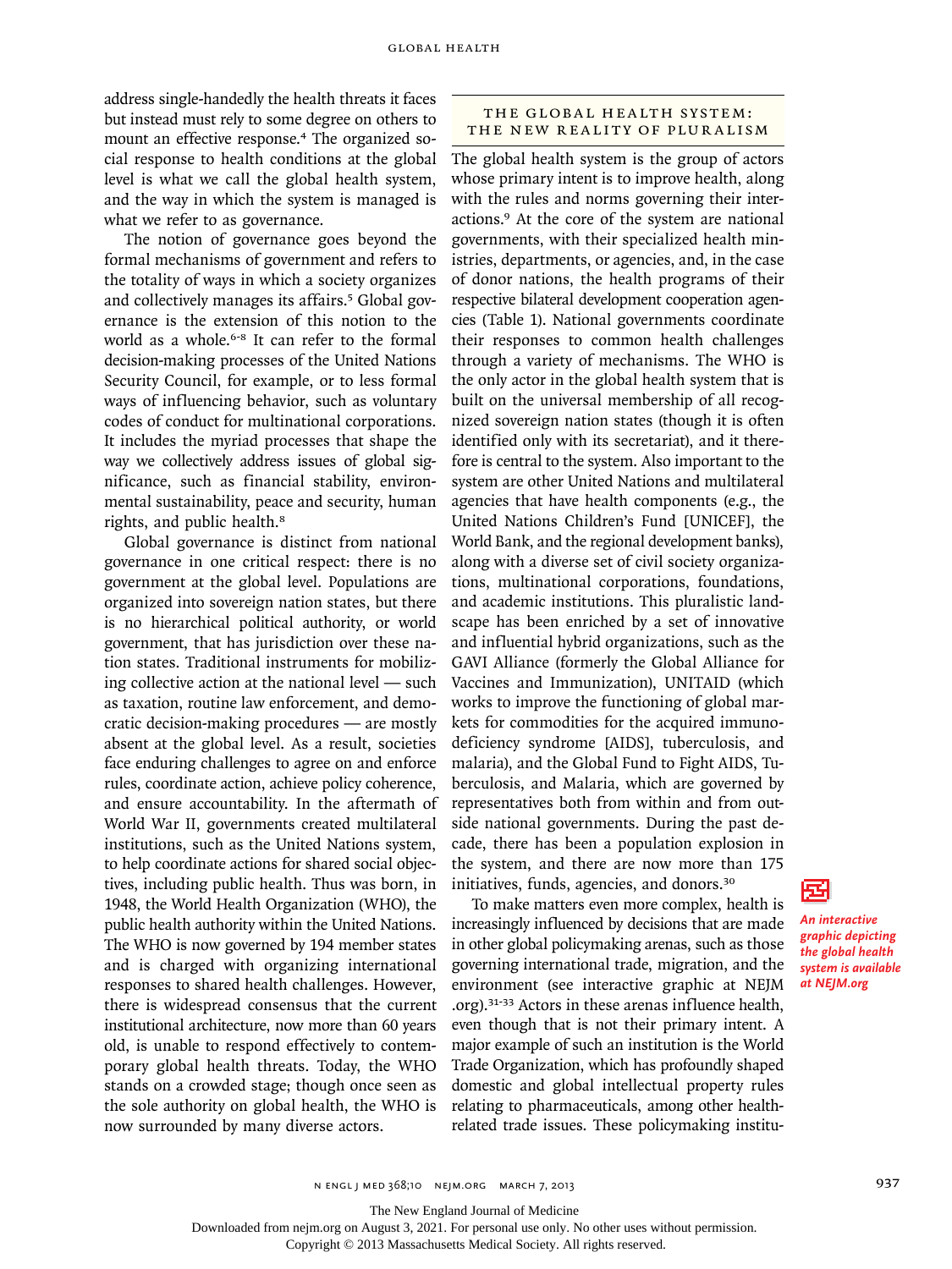address single-handedly the health threats it faces but instead must rely to some degree on others to mount an effective response.[4] The organized social response to health conditions at the global level is what we call the global health system, and the way in which the system is managed is what we refer to as governance.

The notion of governance goes beyond the formal mechanisms of government and refers to the totality of ways in which a society organizes and collectively manages its affairs.[5] Global governance is the extension of this notion to the world as a whole.[6-8] It can refer to the formal decision-making processes of the United Nations Security Council, for example, or to less formal ways of influencing behavior, such as voluntary codes of conduct for multinational corporations. It includes the myriad processes that shape the way we collectively address issues of global significance, such as financial stability, environmental sustainability, peace and security, human rights, and public health.[8]

Global governance is distinct from national governance in one critical respect: there is no government at the global level. Populations are organized into sovereign nation states, but there is no hierarchical political authority, or world government, that has jurisdiction over these nation states. Traditional instruments for mobilizing collective action at the national level — such as taxation, routine law enforcement, and democratic decision-making procedures — are mostly absent at the global level. As a result, societies face enduring challenges to agree on and enforce rules, coordinate action, achieve policy coherence, and ensure accountability. In the aftermath of World War II, governments created multilateral institutions, such as the United Nations system, to help coordinate actions for shared social objectives, including public health. Thus was born, in 1948, the World Health Organization (WHO), the public health authority within the United Nations. The WHO is now governed by 194 member states and is charged with organizing international responses to shared health challenges. However, there is widespread consensus that the current institutional architecture, now more than 60 years old, is unable to respond effectively to contemporary global health threats. Today, the WHO stands on a crowded stage; though once seen as the sole authority on global health, the WHO is now surrounded by many diverse actors.

## THE GLOBAL HEALTH SYSTEM: THE NEW REALITY OF PLURALISM

The global health system is the group of actors whose primary intent is to improve health, along with the rules and norms governing their interactions.[9] At the core of the system are national governments, with their specialized health ministries, departments, or agencies, and, in the case of donor nations, the health programs of their respective bilateral development cooperation agencies (Table 1). National governments coordinate their responses to common health challenges through a variety of mechanisms. The WHO is the only actor in the global health system that is built on the universal membership of all recognized sovereign nation states (though it is often identified only with its secretariat), and it therefore is central to the system. Also important to the system are other United Nations and multilateral agencies that have health components (e.g., the United Nations Children's Fund [UNICEF], the World Bank, and the regional development banks), along with a diverse set of civil society organizations, multinational corporations, foundations, and academic institutions. This pluralistic landscape has been enriched by a set of innovative and influential hybrid organizations, such as the GAVI Alliance (formerly the Global Alliance for Vaccines and Immunization), UNITAID (which works to improve the functioning of global markets for commodities for the acquired immunodeficiency syndrome [AIDS], tuberculosis, and malaria), and the Global Fund to Fight AIDS, Tuberculosis, and Malaria, which are governed by representatives both from within and from outside national governments. During the past decade, there has been a population explosion in the system, and there are now more than 175 initiatives, funds, agencies, and donors.[30]

*An interactive graphic depicting the global health system is available at NEJM.org*

To make matters even more complex, health is increasingly influenced by decisions that are made in other global policymaking arenas, such as those governing international trade, migration, and the environment (see interactive graphic at NEJM.org).[31-33] Actors in these arenas influence health, even though that is not their primary intent. A major example of such an institution is the World Trade Organization, which has profoundly shaped domestic and global intellectual property rules relating to pharmaceuticals, among other health-related trade issues. These policymaking institu-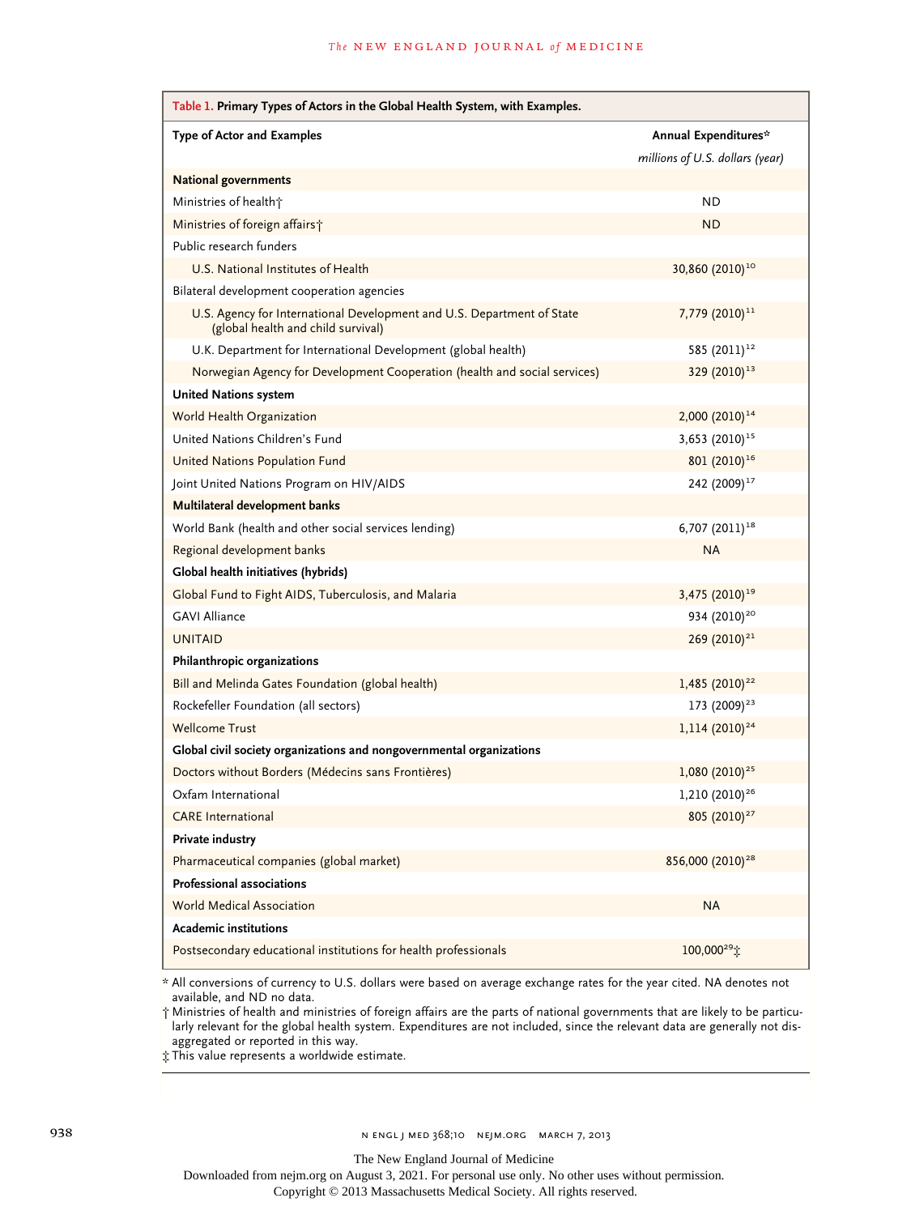**Table 1. Primary Types of Actors in the Global Health System, with Examples.**

| Type of Actor and Examples | Annual Expenditures* *millions of U.S. dollars (year)* |
|---|---|
| **National governments** | |
| Ministries of health† | ND |
| Ministries of foreign affairs† | ND |
| Public research funders | |
| U.S. National Institutes of Health | 30,860 (2010)[10] |
| Bilateral development cooperation agencies | |
| U.S. Agency for International Development and U.S. Department of State (global health and child survival) | 7,779 (2010)[11] |
| U.K. Department for International Development (global health) | 585 (2011)[12] |
| Norwegian Agency for Development Cooperation (health and social services) | 329 (2010)[13] |
| **United Nations system** | |
| World Health Organization | 2,000 (2010)[14] |
| United Nations Children's Fund | 3,653 (2010)[15] |
| United Nations Population Fund | 801 (2010)[16] |
| Joint United Nations Program on HIV/AIDS | 242 (2009)[17] |
| **Multilateral development banks** | |
| World Bank (health and other social services lending) | 6,707 (2011)[18] |
| Regional development banks | NA |
| **Global health initiatives (hybrids)** | |
| Global Fund to Fight AIDS, Tuberculosis, and Malaria | 3,475 (2010)[19] |
| GAVI Alliance | 934 (2010)[20] |
| UNITAID | 269 (2010)[21] |
| **Philanthropic organizations** | |
| Bill and Melinda Gates Foundation (global health) | 1,485 (2010)[22] |
| Rockefeller Foundation (all sectors) | 173 (2009)[23] |
| Wellcome Trust | 1,114 (2010)[24] |
| **Global civil society organizations and nongovernmental organizations** | |
| Doctors without Borders (Médecins sans Frontières) | 1,080 (2010)[25] |
| Oxfam International | 1,210 (2010)[26] |
| CARE International | 805 (2010)[27] |
| **Private industry** | |
| Pharmaceutical companies (global market) | 856,000 (2010)[28] |
| **Professional associations** | |
| World Medical Association | NA |
| **Academic institutions** | |
| Postsecondary educational institutions for health professionals | 100,000[29]‡ |

\* All conversions of currency to U.S. dollars were based on average exchange rates for the year cited. NA denotes not available, and ND no data.

† Ministries of health and ministries of foreign affairs are the parts of national governments that are likely to be particularly relevant for the global health system. Expenditures are not included, since the relevant data are generally not disaggregated or reported in this way.

‡ This value represents a worldwide estimate.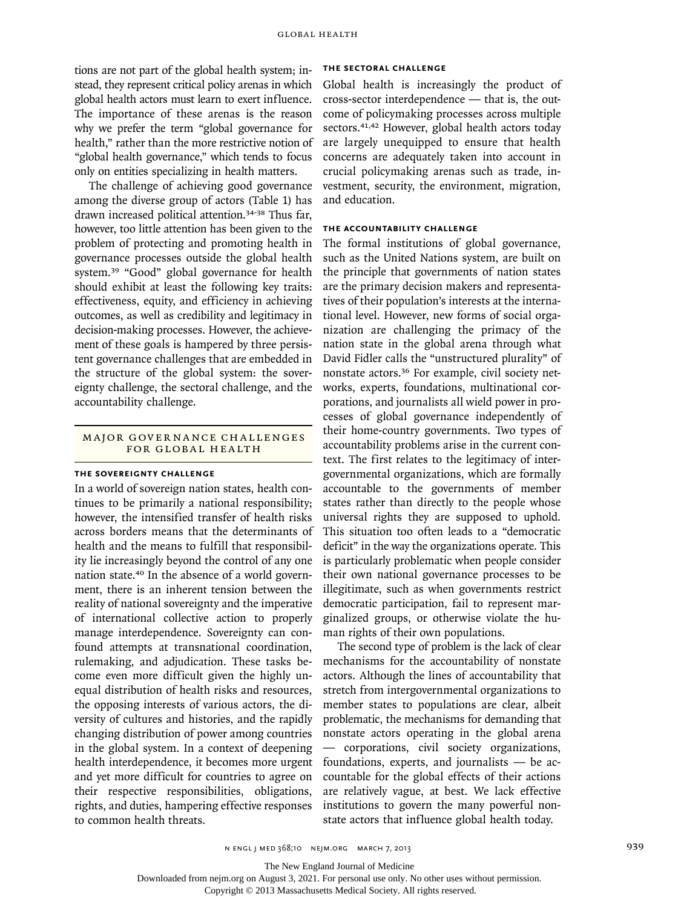tions are not part of the global health system; instead, they represent critical policy arenas in which global health actors must learn to exert influence. The importance of these arenas is the reason why we prefer the term "global governance for health," rather than the more restrictive notion of "global health governance," which tends to focus only on entities specializing in health matters.

The challenge of achieving good governance among the diverse group of actors (Table 1) has drawn increased political attention.[34-38] Thus far, however, too little attention has been given to the problem of protecting and promoting health in governance processes outside the global health system.[39] "Good" global governance for health should exhibit at least the following key traits: effectiveness, equity, and efficiency in achieving outcomes, as well as credibility and legitimacy in decision-making processes. However, the achievement of these goals is hampered by three persistent governance challenges that are embedded in the structure of the global system: the sovereignty challenge, the sectoral challenge, and the accountability challenge.

## MAJOR GOVERNANCE CHALLENGES FOR GLOBAL HEALTH

### THE SOVEREIGNTY CHALLENGE

In a world of sovereign nation states, health continues to be primarily a national responsibility; however, the intensified transfer of health risks across borders means that the determinants of health and the means to fulfill that responsibility lie increasingly beyond the control of any one nation state.[40] In the absence of a world government, there is an inherent tension between the reality of national sovereignty and the imperative of international collective action to properly manage interdependence. Sovereignty can confound attempts at transnational coordination, rulemaking, and adjudication. These tasks become even more difficult given the highly unequal distribution of health risks and resources, the opposing interests of various actors, the diversity of cultures and histories, and the rapidly changing distribution of power among countries in the global system. In a context of deepening health interdependence, it becomes more urgent and yet more difficult for countries to agree on their respective responsibilities, obligations, rights, and duties, hampering effective responses to common health threats.

### THE SECTORAL CHALLENGE

Global health is increasingly the product of cross-sector interdependence — that is, the outcome of policymaking processes across multiple sectors.[41,42] However, global health actors today are largely unequipped to ensure that health concerns are adequately taken into account in crucial policymaking arenas such as trade, investment, security, the environment, migration, and education.

### THE ACCOUNTABILITY CHALLENGE

The formal institutions of global governance, such as the United Nations system, are built on the principle that governments of nation states are the primary decision makers and representatives of their population's interests at the international level. However, new forms of social organization are challenging the primacy of the nation state in the global arena through what David Fidler calls the "unstructured plurality" of nonstate actors.[36] For example, civil society networks, experts, foundations, multinational corporations, and journalists all wield power in processes of global governance independently of their home-country governments. Two types of accountability problems arise in the current context. The first relates to the legitimacy of intergovernmental organizations, which are formally accountable to the governments of member states rather than directly to the people whose universal rights they are supposed to uphold. This situation too often leads to a "democratic deficit" in the way the organizations operate. This is particularly problematic when people consider their own national governance processes to be illegitimate, such as when governments restrict democratic participation, fail to represent marginalized groups, or otherwise violate the human rights of their own populations.

The second type of problem is the lack of clear mechanisms for the accountability of nonstate actors. Although the lines of accountability that stretch from intergovernmental organizations to member states to populations are clear, albeit problematic, the mechanisms for demanding that nonstate actors operating in the global arena — corporations, civil society organizations, foundations, experts, and journalists — be accountable for the global effects of their actions are relatively vague, at best. We lack effective institutions to govern the many powerful nonstate actors that influence global health today.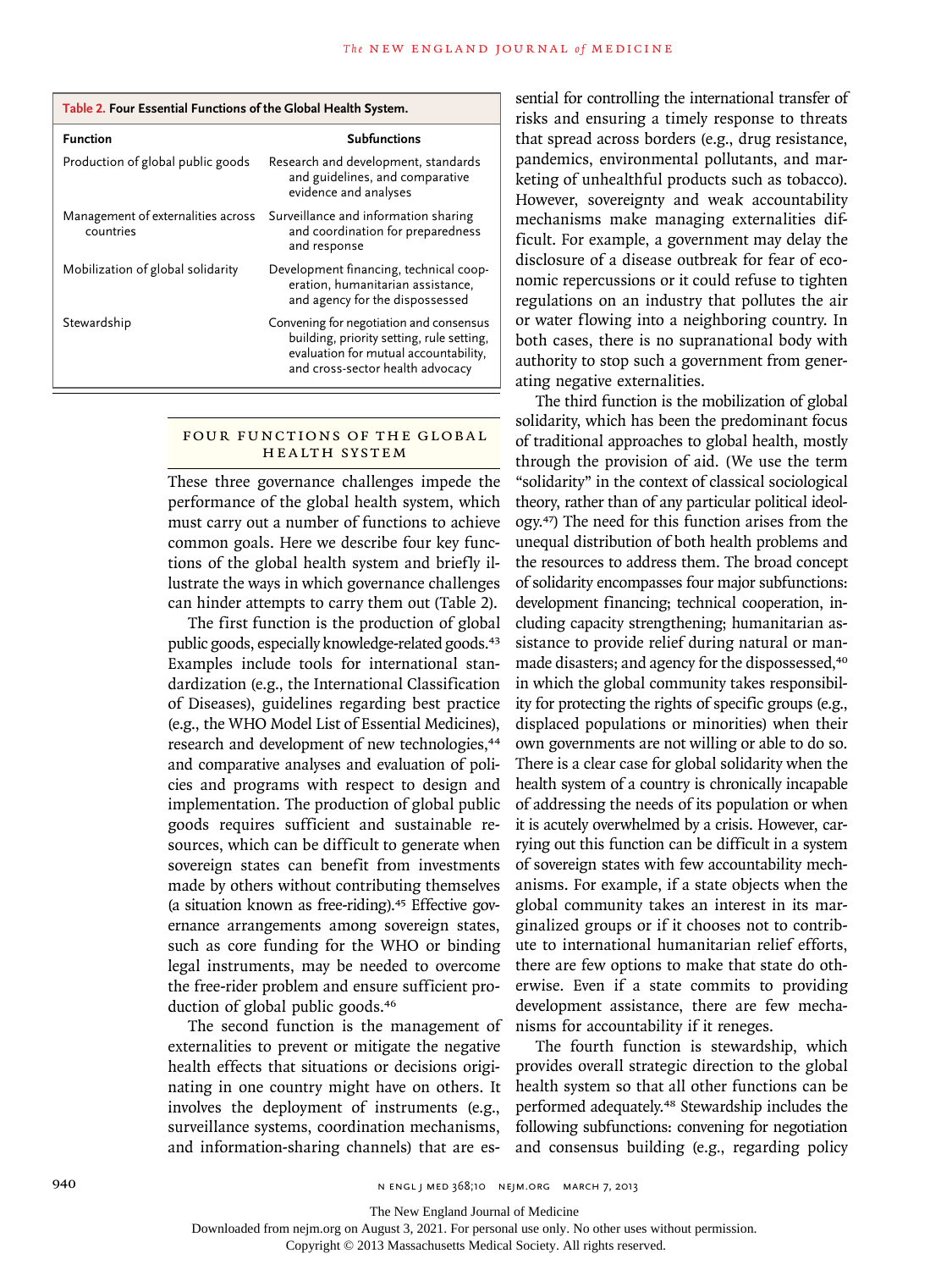**Table 2. Four Essential Functions of the Global Health System.**

| Function | Subfunctions |
|---|---|
| Production of global public goods | Research and development, standards and guidelines, and comparative evidence and analyses |
| Management of externalities across countries | Surveillance and information sharing and coordination for preparedness and response |
| Mobilization of global solidarity | Development financing, technical cooperation, humanitarian assistance, and agency for the dispossessed |
| Stewardship | Convening for negotiation and consensus building, priority setting, rule setting, evaluation for mutual accountability, and cross-sector health advocacy |

## Four Functions of the Global Health System

These three governance challenges impede the performance of the global health system, which must carry out a number of functions to achieve common goals. Here we describe four key functions of the global health system and briefly illustrate the ways in which governance challenges can hinder attempts to carry them out (Table 2).

The first function is the production of global public goods, especially knowledge-related goods.[43] Examples include tools for international standardization (e.g., the International Classification of Diseases), guidelines regarding best practice (e.g., the WHO Model List of Essential Medicines), research and development of new technologies,[44] and comparative analyses and evaluation of policies and programs with respect to design and implementation. The production of global public goods requires sufficient and sustainable resources, which can be difficult to generate when sovereign states can benefit from investments made by others without contributing themselves (a situation known as free-riding).[45] Effective governance arrangements among sovereign states, such as core funding for the WHO or binding legal instruments, may be needed to overcome the free-rider problem and ensure sufficient production of global public goods.[46]

The second function is the management of externalities to prevent or mitigate the negative health effects that situations or decisions originating in one country might have on others. It involves the deployment of instruments (e.g., surveillance systems, coordination mechanisms, and information-sharing channels) that are essential for controlling the international transfer of risks and ensuring a timely response to threats that spread across borders (e.g., drug resistance, pandemics, environmental pollutants, and marketing of unhealthful products such as tobacco). However, sovereignty and weak accountability mechanisms make managing externalities difficult. For example, a government may delay the disclosure of a disease outbreak for fear of economic repercussions or it could refuse to tighten regulations on an industry that pollutes the air or water flowing into a neighboring country. In both cases, there is no supranational body with authority to stop such a government from generating negative externalities.

The third function is the mobilization of global solidarity, which has been the predominant focus of traditional approaches to global health, mostly through the provision of aid. (We use the term "solidarity" in the context of classical sociological theory, rather than of any particular political ideology.[47]) The need for this function arises from the unequal distribution of both health problems and the resources to address them. The broad concept of solidarity encompasses four major subfunctions: development financing; technical cooperation, including capacity strengthening; humanitarian assistance to provide relief during natural or man-made disasters; and agency for the dispossessed,[40] in which the global community takes responsibility for protecting the rights of specific groups (e.g., displaced populations or minorities) when their own governments are not willing or able to do so. There is a clear case for global solidarity when the health system of a country is chronically incapable of addressing the needs of its population or when it is acutely overwhelmed by a crisis. However, carrying out this function can be difficult in a system of sovereign states with few accountability mechanisms. For example, if a state objects when the global community takes an interest in its marginalized groups or if it chooses not to contribute to international humanitarian relief efforts, there are few options to make that state do otherwise. Even if a state commits to providing development assistance, there are few mechanisms for accountability if it reneges.

The fourth function is stewardship, which provides overall strategic direction to the global health system so that all other functions can be performed adequately.[48] Stewardship includes the following subfunctions: convening for negotiation and consensus building (e.g., regarding policy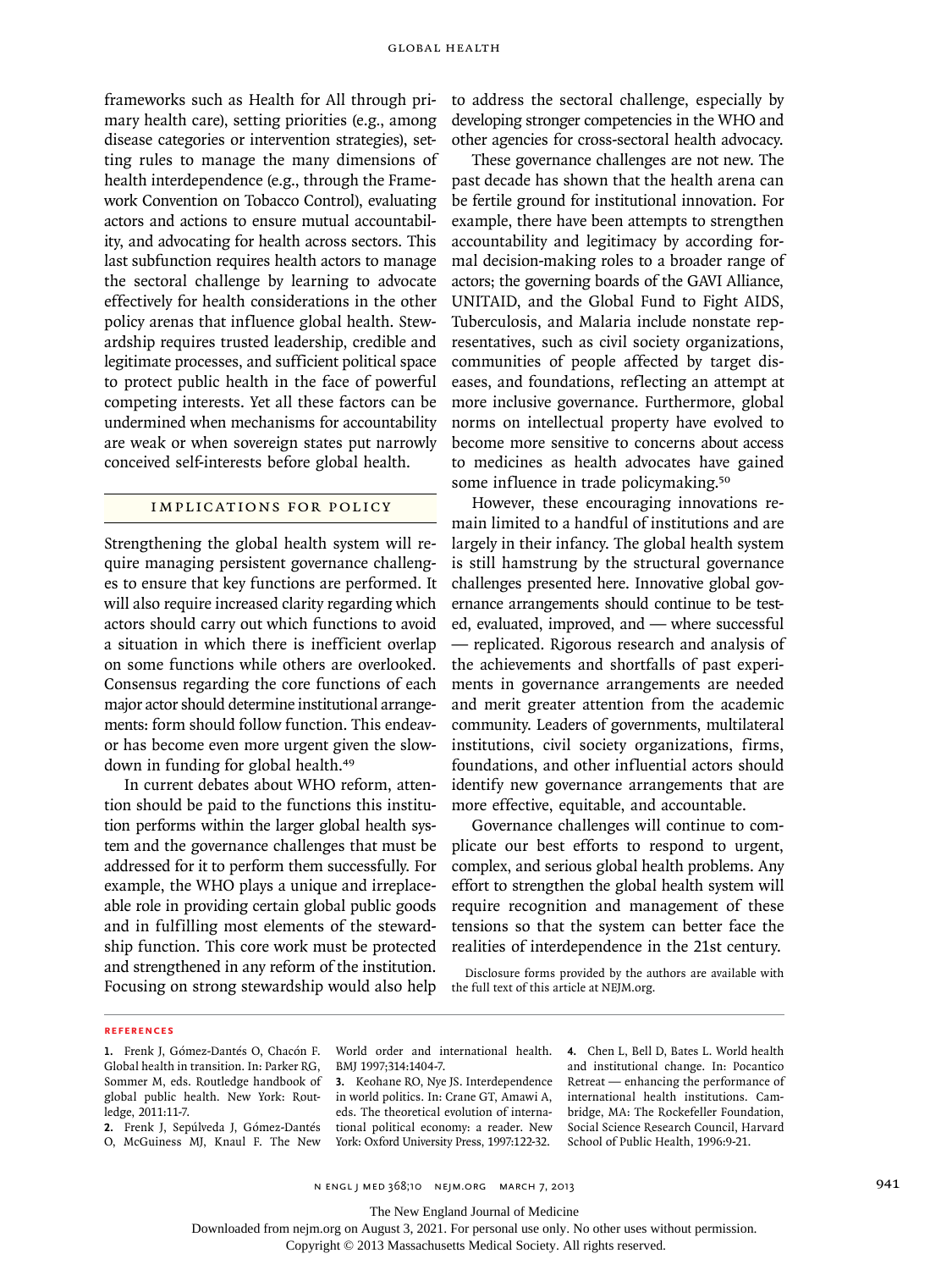frameworks such as Health for All through primary health care), setting priorities (e.g., among disease categories or intervention strategies), setting rules to manage the many dimensions of health interdependence (e.g., through the Framework Convention on Tobacco Control), evaluating actors and actions to ensure mutual accountability, and advocating for health across sectors. This last subfunction requires health actors to manage the sectoral challenge by learning to advocate effectively for health considerations in the other policy arenas that influence global health. Stewardship requires trusted leadership, credible and legitimate processes, and sufficient political space to protect public health in the face of powerful competing interests. Yet all these factors can be undermined when mechanisms for accountability are weak or when sovereign states put narrowly conceived self-interests before global health.

## IMPLICATIONS FOR POLICY

Strengthening the global health system will require managing persistent governance challenges to ensure that key functions are performed. It will also require increased clarity regarding which actors should carry out which functions to avoid a situation in which there is inefficient overlap on some functions while others are overlooked. Consensus regarding the core functions of each major actor should determine institutional arrangements: form should follow function. This endeavor has become even more urgent given the slowdown in funding for global health.[49]

In current debates about WHO reform, attention should be paid to the functions this institution performs within the larger global health system and the governance challenges that must be addressed for it to perform them successfully. For example, the WHO plays a unique and irreplaceable role in providing certain global public goods and in fulfilling most elements of the stewardship function. This core work must be protected and strengthened in any reform of the institution. Focusing on strong stewardship would also help to address the sectoral challenge, especially by developing stronger competencies in the WHO and other agencies for cross-sectoral health advocacy.

These governance challenges are not new. The past decade has shown that the health arena can be fertile ground for institutional innovation. For example, there have been attempts to strengthen accountability and legitimacy by according formal decision-making roles to a broader range of actors; the governing boards of the GAVI Alliance, UNITAID, and the Global Fund to Fight AIDS, Tuberculosis, and Malaria include nonstate representatives, such as civil society organizations, communities of people affected by target diseases, and foundations, reflecting an attempt at more inclusive governance. Furthermore, global norms on intellectual property have evolved to become more sensitive to concerns about access to medicines as health advocates have gained some influence in trade policymaking.[50]

However, these encouraging innovations remain limited to a handful of institutions and are largely in their infancy. The global health system is still hamstrung by the structural governance challenges presented here. Innovative global governance arrangements should continue to be tested, evaluated, improved, and — where successful — replicated. Rigorous research and analysis of the achievements and shortfalls of past experiments in governance arrangements are needed and merit greater attention from the academic community. Leaders of governments, multilateral institutions, civil society organizations, firms, foundations, and other influential actors should identify new governance arrangements that are more effective, equitable, and accountable.

Governance challenges will continue to complicate our best efforts to respond to urgent, complex, and serious global health problems. Any effort to strengthen the global health system will require recognition and management of these tensions so that the system can better face the realities of interdependence in the 21st century.

Disclosure forms provided by the authors are available with the full text of this article at NEJM.org.

## REFERENCES

1. Frenk J, Gómez-Dantés O, Chacón F. Global health in transition. In: Parker RG, Sommer M, eds. Routledge handbook of global public health. New York: Routledge, 2011:11-7.
2. Frenk J, Sepúlveda J, Gómez-Dantés O, McGuiness MJ, Knaul F. The New World order and international health. BMJ 1997;314:1404-7.
3. Keohane RO, Nye JS. Interdependence in world politics. In: Crane GT, Amawi A, eds. The theoretical evolution of international political economy: a reader. New York: Oxford University Press, 1997:122-32.
4. Chen L, Bell D, Bates L. World health and institutional change. In: Pocantico Retreat — enhancing the performance of international health institutions. Cambridge, MA: The Rockefeller Foundation, Social Science Research Council, Harvard School of Public Health, 1996:9-21.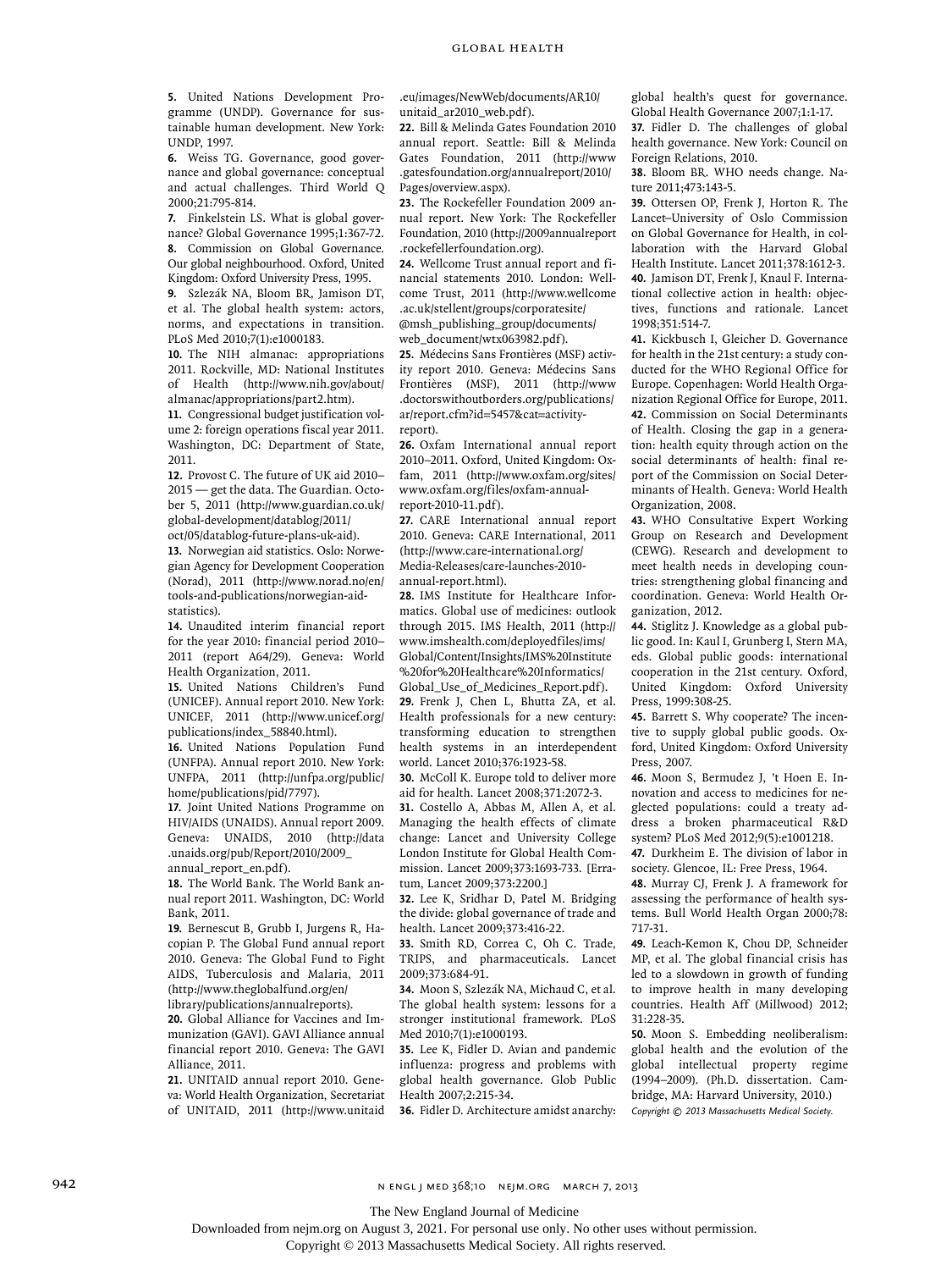**5.** United Nations Development Programme (UNDP). Governance for sustainable human development. New York: UNDP, 1997.

**6.** Weiss TG. Governance, good governance and global governance: conceptual and actual challenges. Third World Q 2000;21:795-814.

**7.** Finkelstein LS. What is global governance? Global Governance 1995;1:367-72.

**8.** Commission on Global Governance. Our global neighbourhood. Oxford, United Kingdom: Oxford University Press, 1995.

**9.** Szlezák NA, Bloom BR, Jamison DT, et al. The global health system: actors, norms, and expectations in transition. PLoS Med 2010;7(1):e1000183.

**10.** The NIH almanac: appropriations 2011. Rockville, MD: National Institutes of Health (http://www.nih.gov/about/almanac/appropriations/part2.htm).

**11.** Congressional budget justification volume 2: foreign operations fiscal year 2011. Washington, DC: Department of State, 2011.

**12.** Provost C. The future of UK aid 2010–2015 — get the data. The Guardian. October 5, 2011 (http://www.guardian.co.uk/global-development/datablog/2011/oct/05/datablog-future-plans-uk-aid).

**13.** Norwegian aid statistics. Oslo: Norwegian Agency for Development Cooperation (Norad), 2011 (http://www.norad.no/en/tools-and-publications/norwegian-aid-statistics).

**14.** Unaudited interim financial report for the year 2010: financial period 2010–2011 (report A64/29). Geneva: World Health Organization, 2011.

**15.** United Nations Children's Fund (UNICEF). Annual report 2010. New York: UNICEF, 2011 (http://www.unicef.org/publications/index_58840.html).

**16.** United Nations Population Fund (UNFPA). Annual report 2010. New York: UNFPA, 2011 (http://unfpa.org/public/home/publications/pid/7797).

**17.** Joint United Nations Programme on HIV/AIDS (UNAIDS). Annual report 2009. Geneva: UNAIDS, 2010 (http://data.unaids.org/pub/Report/2010/2009_annual_report_en.pdf).

**18.** The World Bank. The World Bank annual report 2011. Washington, DC: World Bank, 2011.

**19.** Bernescut B, Grubb I, Jurgens R, Hacopian P. The Global Fund annual report 2010. Geneva: The Global Fund to Fight AIDS, Tuberculosis and Malaria, 2011 (http://www.theglobalfund.org/en/library/publications/annualreports).

**20.** Global Alliance for Vaccines and Immunization (GAVI). GAVI Alliance annual financial report 2010. Geneva: The GAVI Alliance, 2011.

**21.** UNITAID annual report 2010. Geneva: World Health Organization, Secretariat of UNITAID, 2011 (http://www.unitaid.eu/images/NewWeb/documents/AR10/unitaid_ar2010_web.pdf).

**22.** Bill & Melinda Gates Foundation 2010 annual report. Seattle: Bill & Melinda Gates Foundation, 2011 (http://www.gatesfoundation.org/annualreport/2010/Pages/overview.aspx).

**23.** The Rockefeller Foundation 2009 annual report. New York: The Rockefeller Foundation, 2010 (http://2009annualreport.rockefellerfoundation.org).

**24.** Wellcome Trust annual report and financial statements 2010. London: Wellcome Trust, 2011 (http://www.wellcome.ac.uk/stellent/groups/corporatesite/@msh_publishing_group/documents/web_document/wtx063982.pdf).

**25.** Médecins Sans Frontières (MSF) activity report 2010. Geneva: Médecins Sans Frontières (MSF), 2011 (http://www.doctorswithoutborders.org/publications/ar/report.cfm?id=5457&cat=activity-report).

**26.** Oxfam International annual report 2010–2011. Oxford, United Kingdom: Oxfam, 2011 (http://www.oxfam.org/sites/www.oxfam.org/files/oxfam-annual-report-2010-11.pdf).

**27.** CARE International annual report 2010. Geneva: CARE International, 2011 (http://www.care-international.org/Media-Releases/care-launches-2010-annual-report.html).

**28.** IMS Institute for Healthcare Informatics. Global use of medicines: outlook through 2015. IMS Health, 2011 (http://www.imshealth.com/deployedfiles/ims/Global/Content/Insights/IMS%20Institute%20for%20Healthcare%20Informatics/Global_Use_of_Medicines_Report.pdf).

**29.** Frenk J, Chen L, Bhutta ZA, et al. Health professionals for a new century: transforming education to strengthen health systems in an interdependent world. Lancet 2010;376:1923-58.

**30.** McColl K. Europe told to deliver more aid for health. Lancet 2008;371:2072-3.

**31.** Costello A, Abbas M, Allen A, et al. Managing the health effects of climate change: Lancet and University College London Institute for Global Health Commission. Lancet 2009;373:1693-733. [Erratum, Lancet 2009;373:2200.]

**32.** Lee K, Sridhar D, Patel M. Bridging the divide: global governance of trade and health. Lancet 2009;373:416-22.

**33.** Smith RD, Correa C, Oh C. Trade, TRIPS, and pharmaceuticals. Lancet 2009;373:684-91.

**34.** Moon S, Szlezák NA, Michaud C, et al. The global health system: lessons for a stronger institutional framework. PLoS Med 2010;7(1):e1000193.

**35.** Lee K, Fidler D. Avian and pandemic influenza: progress and problems with global health governance. Glob Public Health 2007;2:215-34.

**36.** Fidler D. Architecture amidst anarchy: global health's quest for governance. Global Health Governance 2007;1:1-17.

**37.** Fidler D. The challenges of global health governance. New York: Council on Foreign Relations, 2010.

**38.** Bloom BR. WHO needs change. Nature 2011;473:143-5.

**39.** Ottersen OP, Frenk J, Horton R. The Lancet–University of Oslo Commission on Global Governance for Health, in collaboration with the Harvard Global Health Institute. Lancet 2011;378:1612-3.

**40.** Jamison DT, Frenk J, Knaul F. International collective action in health: objectives, functions and rationale. Lancet 1998;351:514-7.

**41.** Kickbusch I, Gleicher D. Governance for health in the 21st century: a study conducted for the WHO Regional Office for Europe. Copenhagen: World Health Organization Regional Office for Europe, 2011.

**42.** Commission on Social Determinants of Health. Closing the gap in a generation: health equity through action on the social determinants of health: final report of the Commission on Social Determinants of Health. Geneva: World Health Organization, 2008.

**43.** WHO Consultative Expert Working Group on Research and Development (CEWG). Research and development to meet health needs in developing countries: strengthening global financing and coordination. Geneva: World Health Organization, 2012.

**44.** Stiglitz J. Knowledge as a global public good. In: Kaul I, Grunberg I, Stern MA, eds. Global public goods: international cooperation in the 21st century. Oxford, United Kingdom: Oxford University Press, 1999:308-25.

**45.** Barrett S. Why cooperate? The incentive to supply global public goods. Oxford, United Kingdom: Oxford University Press, 2007.

**46.** Moon S, Bermudez J, 't Hoen E. Innovation and access to medicines for neglected populations: could a treaty address a broken pharmaceutical R&D system? PLoS Med 2012;9(5):e1001218.

**47.** Durkheim E. The division of labor in society. Glencoe, IL: Free Press, 1964.

**48.** Murray CJ, Frenk J. A framework for assessing the performance of health systems. Bull World Health Organ 2000;78:717-31.

**49.** Leach-Kemon K, Chou DP, Schneider MP, et al. The global financial crisis has led to a slowdown in growth of funding to improve health in many developing countries. Health Aff (Millwood) 2012;31:228-35.

**50.** Moon S. Embedding neoliberalism: global health and the evolution of the global intellectual property regime (1994–2009). (Ph.D. dissertation. Cambridge, MA: Harvard University, 2010.)

*Copyright © 2013 Massachusetts Medical Society.*